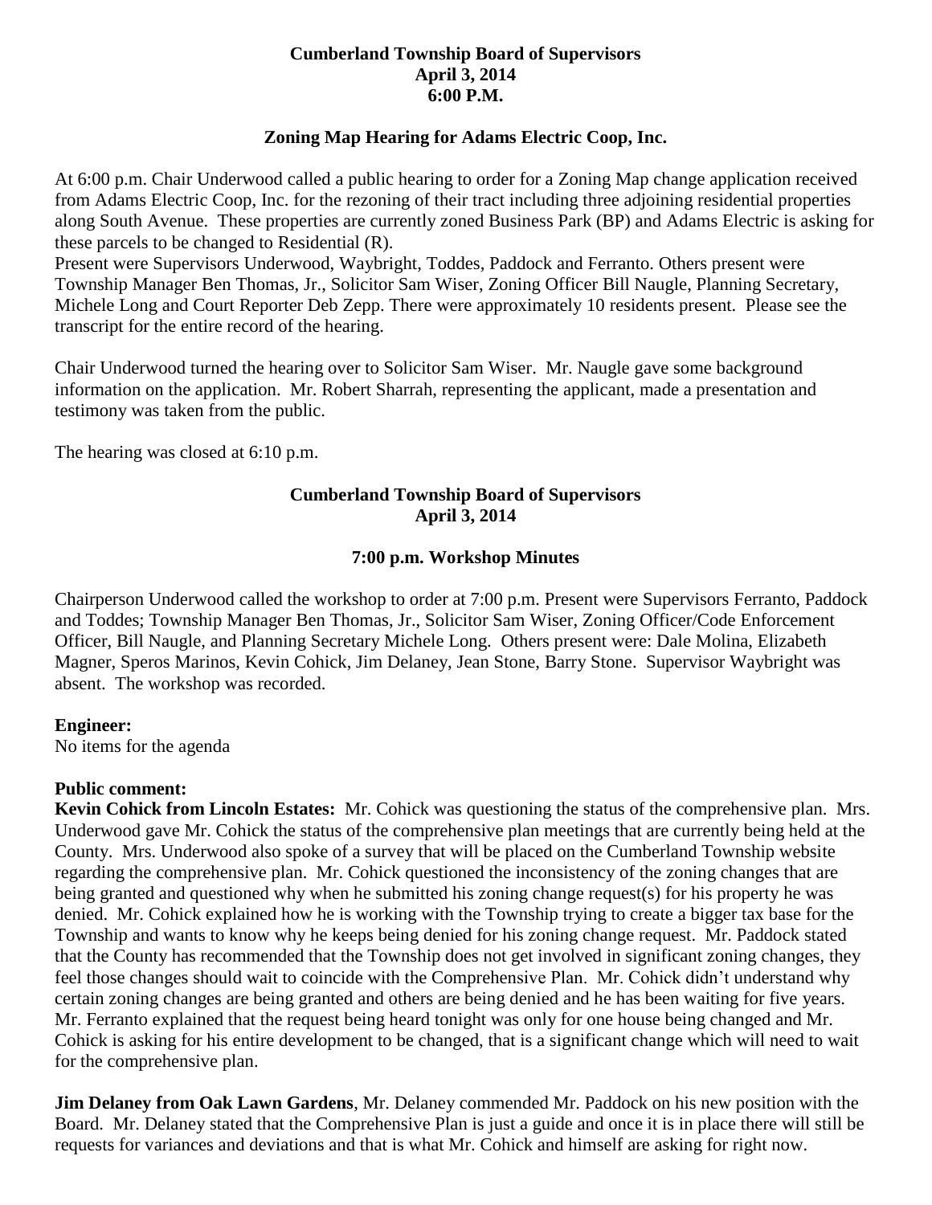**Cumberland Township Board of Supervisors**
**April 3, 2014**
**6:00 P.M.**

**Zoning Map Hearing for Adams Electric Coop, Inc.**

At 6:00 p.m. Chair Underwood called a public hearing to order for a Zoning Map change application received from Adams Electric Coop, Inc. for the rezoning of their tract including three adjoining residential properties along South Avenue. These properties are currently zoned Business Park (BP) and Adams Electric is asking for these parcels to be changed to Residential (R).
Present were Supervisors Underwood, Waybright, Toddes, Paddock and Ferranto. Others present were Township Manager Ben Thomas, Jr., Solicitor Sam Wiser, Zoning Officer Bill Naugle, Planning Secretary, Michele Long and Court Reporter Deb Zepp. There were approximately 10 residents present. Please see the transcript for the entire record of the hearing.

Chair Underwood turned the hearing over to Solicitor Sam Wiser. Mr. Naugle gave some background information on the application. Mr. Robert Sharrah, representing the applicant, made a presentation and testimony was taken from the public.

The hearing was closed at 6:10 p.m.

**Cumberland Township Board of Supervisors**
**April 3, 2014**

**7:00 p.m. Workshop Minutes**

Chairperson Underwood called the workshop to order at 7:00 p.m. Present were Supervisors Ferranto, Paddock and Toddes; Township Manager Ben Thomas, Jr., Solicitor Sam Wiser, Zoning Officer/Code Enforcement Officer, Bill Naugle, and Planning Secretary Michele Long. Others present were: Dale Molina, Elizabeth Magner, Speros Marinos, Kevin Cohick, Jim Delaney, Jean Stone, Barry Stone. Supervisor Waybright was absent. The workshop was recorded.

**Engineer:**
No items for the agenda

**Public comment:**
**Kevin Cohick from Lincoln Estates:** Mr. Cohick was questioning the status of the comprehensive plan. Mrs. Underwood gave Mr. Cohick the status of the comprehensive plan meetings that are currently being held at the County. Mrs. Underwood also spoke of a survey that will be placed on the Cumberland Township website regarding the comprehensive plan. Mr. Cohick questioned the inconsistency of the zoning changes that are being granted and questioned why when he submitted his zoning change request(s) for his property he was denied. Mr. Cohick explained how he is working with the Township trying to create a bigger tax base for the Township and wants to know why he keeps being denied for his zoning change request. Mr. Paddock stated that the County has recommended that the Township does not get involved in significant zoning changes, they feel those changes should wait to coincide with the Comprehensive Plan. Mr. Cohick didn't understand why certain zoning changes are being granted and others are being denied and he has been waiting for five years. Mr. Ferranto explained that the request being heard tonight was only for one house being changed and Mr. Cohick is asking for his entire development to be changed, that is a significant change which will need to wait for the comprehensive plan.

**Jim Delaney from Oak Lawn Gardens**, Mr. Delaney commended Mr. Paddock on his new position with the Board. Mr. Delaney stated that the Comprehensive Plan is just a guide and once it is in place there will still be requests for variances and deviations and that is what Mr. Cohick and himself are asking for right now.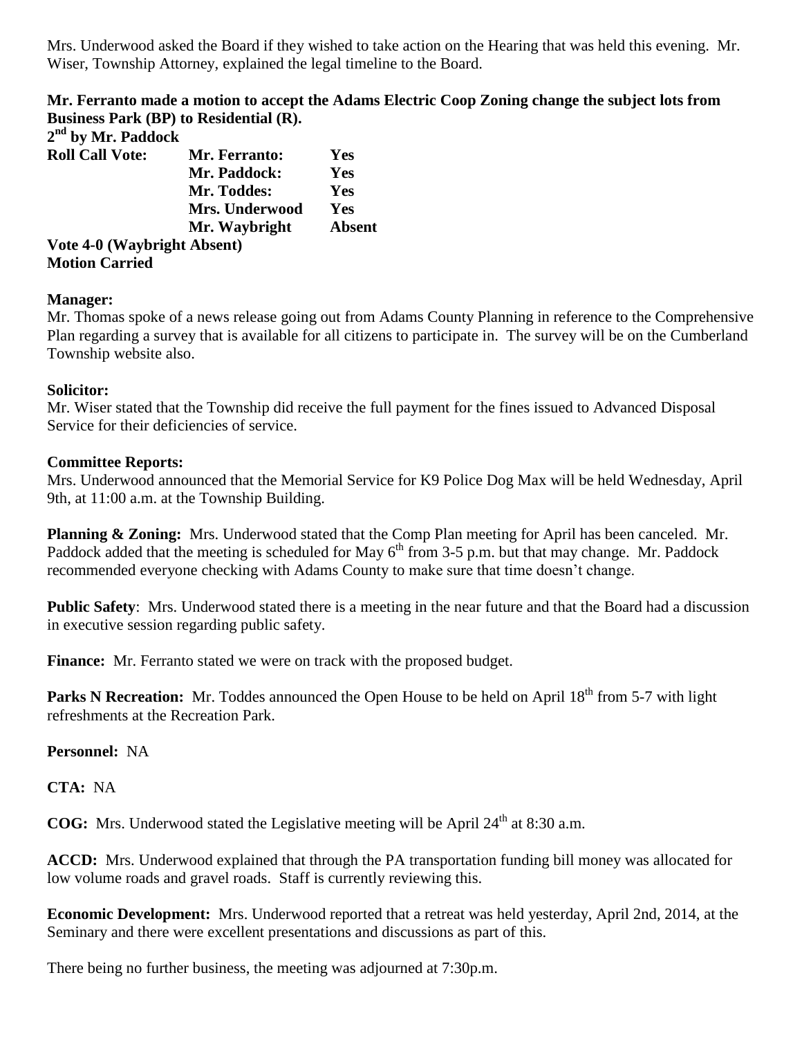Mrs. Underwood asked the Board if they wished to take action on the Hearing that was held this evening. Mr. Wiser, Township Attorney, explained the legal timeline to the Board.

**Mr. Ferranto made a motion to accept the Adams Electric Coop Zoning change the subject lots from Business Park (BP) to Residential (R).**

**2nd by Mr. Paddock**

| **Roll Call Vote:** | **Mr. Ferranto:** | **Yes** |
|---|---|---|
| | **Mr. Paddock:** | **Yes** |
| | **Mr. Toddes:** | **Yes** |
| | **Mrs. Underwood** | **Yes** |
| | **Mr. Waybright** | **Absent** |

**Vote 4-0 (Waybright Absent)**
**Motion Carried**

**Manager:**
Mr. Thomas spoke of a news release going out from Adams County Planning in reference to the Comprehensive Plan regarding a survey that is available for all citizens to participate in. The survey will be on the Cumberland Township website also.

**Solicitor:**
Mr. Wiser stated that the Township did receive the full payment for the fines issued to Advanced Disposal Service for their deficiencies of service.

**Committee Reports:**
Mrs. Underwood announced that the Memorial Service for K9 Police Dog Max will be held Wednesday, April 9th, at 11:00 a.m. at the Township Building.

**Planning & Zoning:** Mrs. Underwood stated that the Comp Plan meeting for April has been canceled. Mr. Paddock added that the meeting is scheduled for May 6th from 3-5 p.m. but that may change. Mr. Paddock recommended everyone checking with Adams County to make sure that time doesn't change.

**Public Safety**: Mrs. Underwood stated there is a meeting in the near future and that the Board had a discussion in executive session regarding public safety.

**Finance:** Mr. Ferranto stated we were on track with the proposed budget.

**Parks N Recreation:** Mr. Toddes announced the Open House to be held on April 18th from 5-7 with light refreshments at the Recreation Park.

**Personnel:** NA

**CTA:** NA

**COG:** Mrs. Underwood stated the Legislative meeting will be April 24th at 8:30 a.m.

**ACCD:** Mrs. Underwood explained that through the PA transportation funding bill money was allocated for low volume roads and gravel roads. Staff is currently reviewing this.

**Economic Development:** Mrs. Underwood reported that a retreat was held yesterday, April 2nd, 2014, at the Seminary and there were excellent presentations and discussions as part of this.

There being no further business, the meeting was adjourned at 7:30p.m.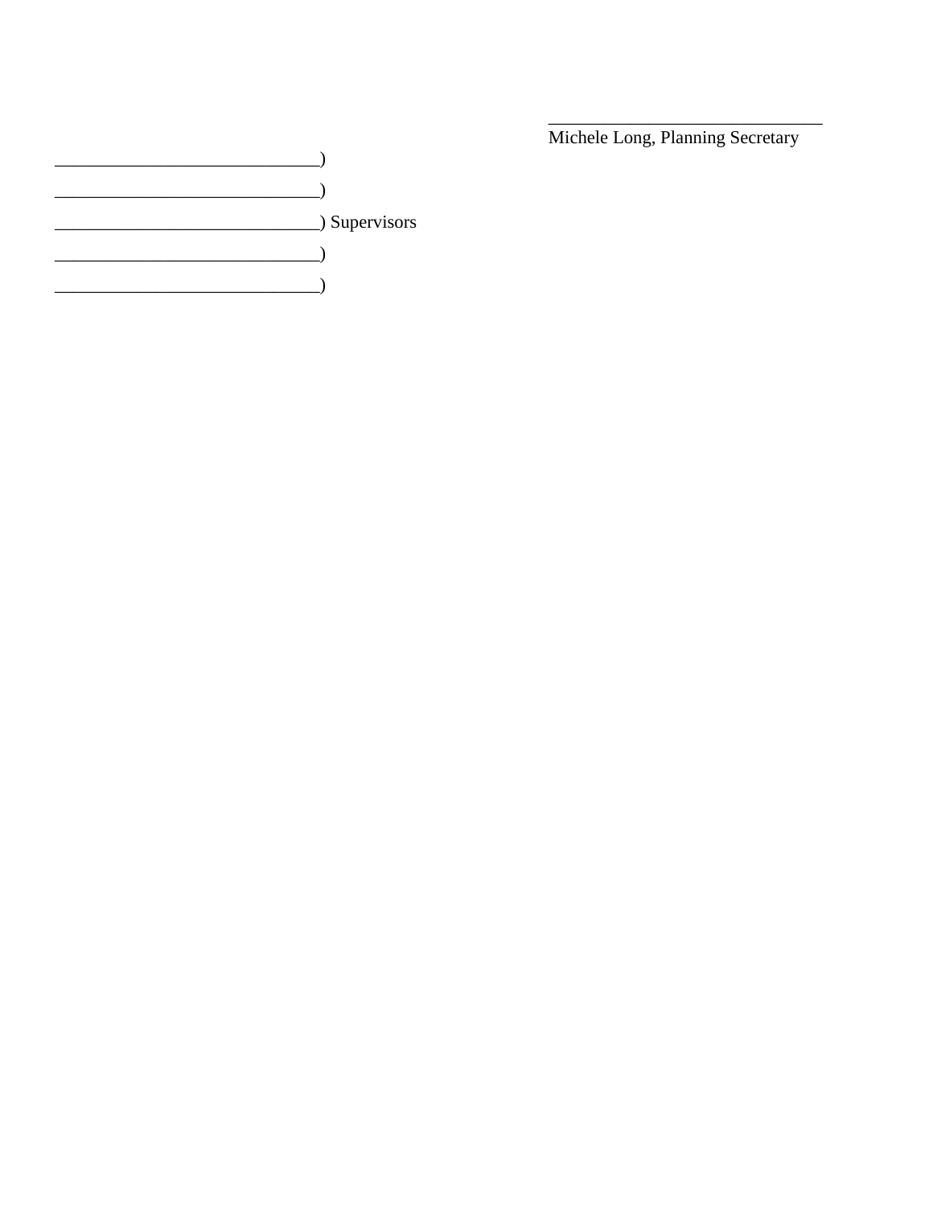_______________________________
Michele Long, Planning Secretary

_____________________________)

_____________________________)

_____________________________) Supervisors

_____________________________)

_____________________________)